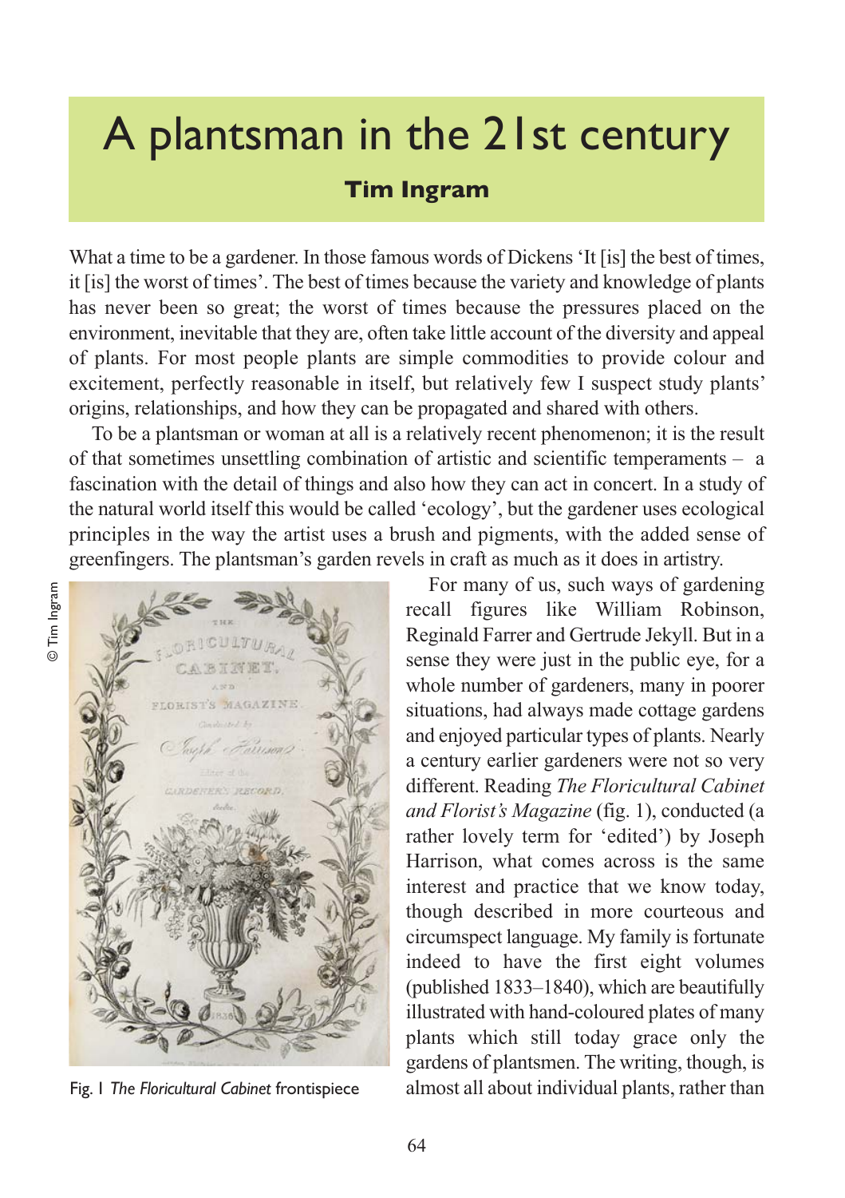# A plantsman in the 21st century

**Tim Ingram**

What a time to be a gardener. In those famous words of Dickens 'It [is] the best of times, it [is] the worst of times'. The best of times because the variety and knowledge of plants has never been so great; the worst of times because the pressures placed on the environment, inevitable that they are, often take little account of the diversity and appeal of plants. For most people plants are simple commodities to provide colour and excitement, perfectly reasonable in itself, but relatively few I suspect study plants' origins, relationships, and how they can be propagated and shared with others.

To be a plantsman or woman at all is a relatively recent phenomenon; it is the result of that sometimes unsettling combination of artistic and scientific temperaments – a fascination with the detail of things and also how they can act in concert. In a study of the natural world itself this would be called 'ecology', but the gardener uses ecological principles in the way the artist uses a brush and pigments, with the added sense of greenfingers. The plantsman's garden revels in craft as much as it does in artistry.

© Tim Ingram

Fig. 1 *The Floricultural Cabinet* frontispiece

For many of us, such ways of gardening recall figures like William Robinson, Reginald Farrer and Gertrude Jekyll. But in a sense they were just in the public eye, for a whole number of gardeners, many in poorer situations, had always made cottage gardens and enjoyed particular types of plants. Nearly a century earlier gardeners were not so very different. Reading *The Floricultural Cabinet and Florist's Magazine* (fig. 1), conducted (a rather lovely term for 'edited') by Joseph Harrison, what comes across is the same interest and practice that we know today, though described in more courteous and circumspect language. My family is fortunate indeed to have the first eight volumes (published 1833–1840), which are beautifully illustrated with hand-coloured plates of many plants which still today grace only the gardens of plantsmen. The writing, though, is almost all about individual plants, rather than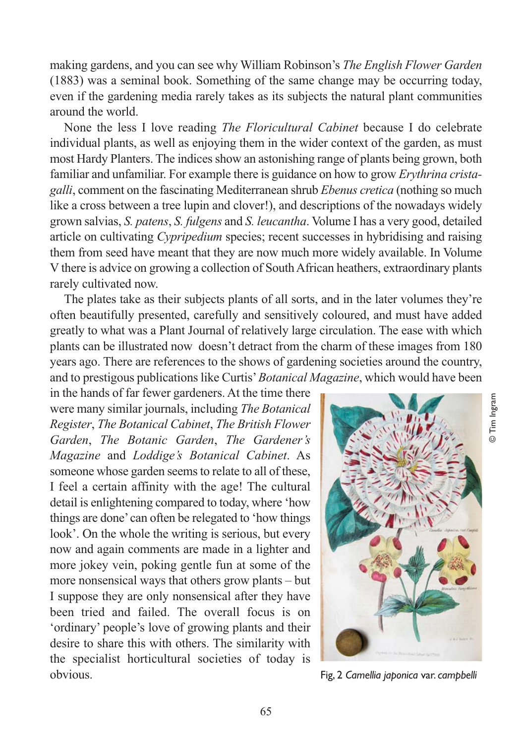making gardens, and you can see why William Robinson's *The English Flower Garden* (1883) was a seminal book. Something of the same change may be occurring today, even if the gardening media rarely takes as its subjects the natural plant communities around the world.

None the less I love reading *The Floricultural Cabinet* because I do celebrate individual plants, as well as enjoying them in the wider context of the garden, as must most Hardy Planters. The indices show an astonishing range of plants being grown, both familiar and unfamiliar. For example there is guidance on how to grow *Erythrina crista-galli*, comment on the fascinating Mediterranean shrub *Ebenus cretica* (nothing so much like a cross between a tree lupin and clover!), and descriptions of the nowadays widely grown salvias, *S. patens*, *S. fulgens* and *S. leucantha*. Volume I has a very good, detailed article on cultivating *Cypripedium* species; recent successes in hybridising and raising them from seed have meant that they are now much more widely available. In Volume V there is advice on growing a collection of South African heathers, extraordinary plants rarely cultivated now.

The plates take as their subjects plants of all sorts, and in the later volumes they're often beautifully presented, carefully and sensitively coloured, and must have added greatly to what was a Plant Journal of relatively large circulation. The ease with which plants can be illustrated now doesn't detract from the charm of these images from 180 years ago. There are references to the shows of gardening societies around the country, and to prestigous publications like Curtis' *Botanical Magazine*, which would have been in the hands of far fewer gardeners. At the time there were many similar journals, including *The Botanical Register*, *The Botanical Cabinet*, *The British Flower Garden*, *The Botanic Garden*, *The Gardener's Magazine* and *Loddige's Botanical Cabinet*. As someone whose garden seems to relate to all of these, I feel a certain affinity with the age! The cultural detail is enlightening compared to today, where 'how things are done' can often be relegated to 'how things look'. On the whole the writing is serious, but every now and again comments are made in a lighter and more jokey vein, poking gentle fun at some of the more nonsensical ways that others grow plants – but I suppose they are only nonsensical after they have been tried and failed. The overall focus is on 'ordinary' people's love of growing plants and their desire to share this with others. The similarity with the specialist horticultural societies of today is obvious.

© Tim Ingram

Fig, 2 *Camellia japonica* var. *campbelli*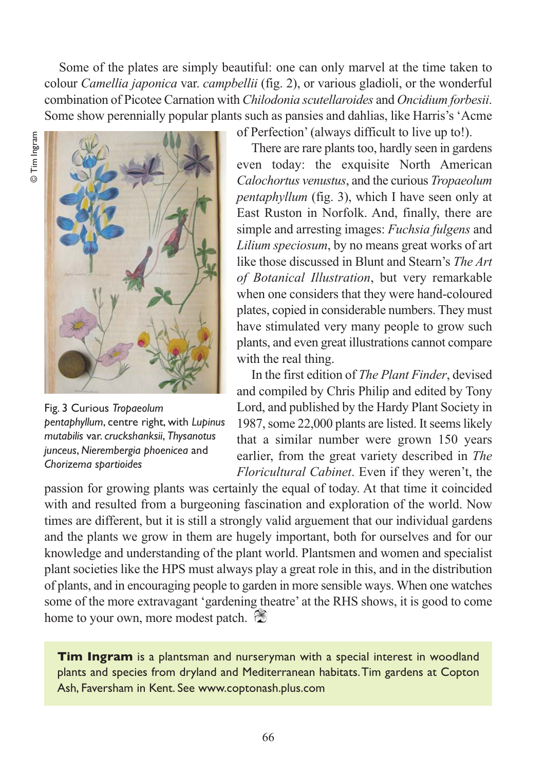Some of the plates are simply beautiful: one can only marvel at the time taken to colour *Camellia japonica* var. *campbellii* (fig. 2), or various gladioli, or the wonderful combination of Picotee Carnation with *Chilodonia scutellaroides* and *Oncidium forbesii*. Some show perennially popular plants such as pansies and dahlias, like Harris's 'Acme of Perfection' (always difficult to live up to!).

© Tim Ingram

Fig. 3 Curious *Tropaeolum pentaphyllum*, centre right, with *Lupinus mutabilis* var. *cruckshanksii*, *Thysanotus junceus*, *Nierembergia phoenicea* and *Chorizema spartioides*

There are rare plants too, hardly seen in gardens even today: the exquisite North American *Calochortus venustus*, and the curious *Tropaeolum pentaphyllum* (fig. 3), which I have seen only at East Ruston in Norfolk. And, finally, there are simple and arresting images: *Fuchsia fulgens* and *Lilium speciosum*, by no means great works of art like those discussed in Blunt and Stearn's *The Art of Botanical Illustration*, but very remarkable when one considers that they were hand-coloured plates, copied in considerable numbers. They must have stimulated very many people to grow such plants, and even great illustrations cannot compare with the real thing.

In the first edition of *The Plant Finder*, devised and compiled by Chris Philip and edited by Tony Lord, and published by the Hardy Plant Society in 1987, some 22,000 plants are listed. It seems likely that a similar number were grown 150 years earlier, from the great variety described in *The Floricultural Cabinet*. Even if they weren't, the passion for growing plants was certainly the equal of today. At that time it coincided with and resulted from a burgeoning fascination and exploration of the world. Now times are different, but it is still a strongly valid arguement that our individual gardens and the plants we grow in them are hugely important, both for ourselves and for our knowledge and understanding of the plant world. Plantsmen and women and specialist plant societies like the HPS must always play a great role in this, and in the distribution of plants, and in encouraging people to garden in more sensible ways. When one watches some of the more extravagant 'gardening theatre' at the RHS shows, it is good to come home to your own, more modest patch.

**Tim Ingram** is a plantsman and nurseryman with a special interest in woodland plants and species from dryland and Mediterranean habitats. Tim gardens at Copton Ash, Faversham in Kent. See www.coptonash.plus.com